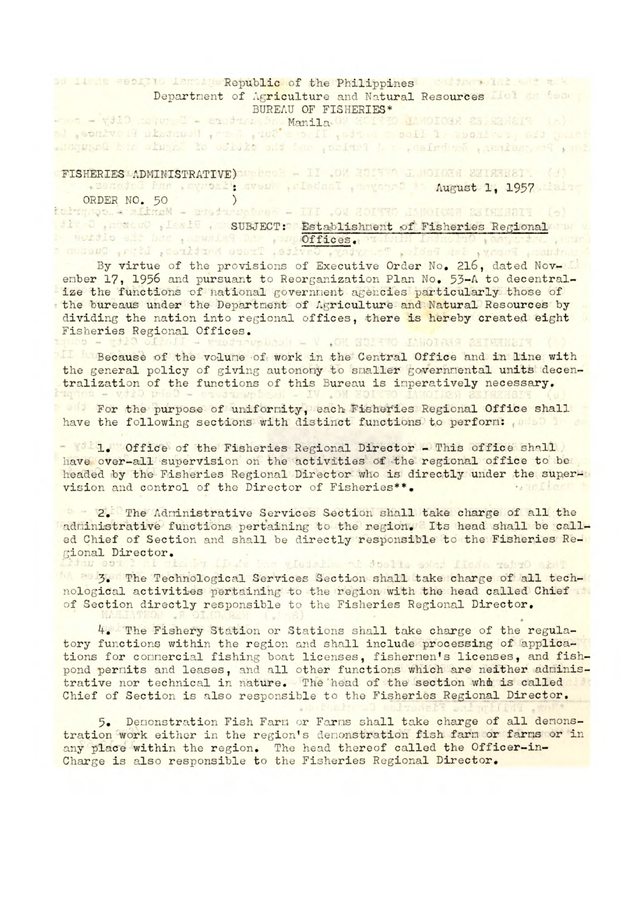Republic of the Philippines
Department of Agriculture and Natural Resources
BUREAU OF FISHERIES*
Manila

FISHERIES ADMINISTRATIVE)
ORDER NO. 50 )

August 1, 1957

SUBJECT: Establishment of Fisheries Regional Offices.

By virtue of the provisions of Executive Order No. 216, dated November 17, 1956 and pursuant to Reorganization Plan No. 53-A to decentralize the functions of national government agencies particularly those of the bureaus under the Department of Agriculture and Natural Resources by dividing the nation into regional offices, there is hereby created eight Fisheries Regional Offices.

Because of the volume of work in the Central Office and in line with the general policy of giving autonomy to smaller governmental units decentralization of the functions of this Bureau is imperatively necessary.

For the purpose of uniformity, each Fisheries Regional Office shall have the following sections with distinct functions to perform:

1. Office of the Fisheries Regional Director - This office shall have over-all supervision on the activities of the regional office to be headed by the Fisheries Regional Director who is directly under the supervision and control of the Director of Fisheries**.

2. The Administrative Services Section shall take charge of all the administrative functions pertaining to the region. Its head shall be called Chief of Section and shall be directly responsible to the Fisheries Regional Director.

3. The Technological Services Section shall take charge of all technological activities pertaining to the region with the head called Chief of Section directly responsible to the Fisheries Regional Director.

4. The Fishery Station or Stations shall take charge of the regulatory functions within the region and shall include processing of applications for commercial fishing boat licenses, fishermen's licenses, and fishpond permits and leases, and all other functions which are neither administrative nor technical in nature. The head of the section who is called Chief of Section is also responsible to the Fisheries Regional Director.

5. Demonstration Fish Farm or Farms shall take charge of all demonstration work either in the region's demonstration fish farm or farms or in any place within the region. The head thereof called the Officer-in-Charge is also responsible to the Fisheries Regional Director.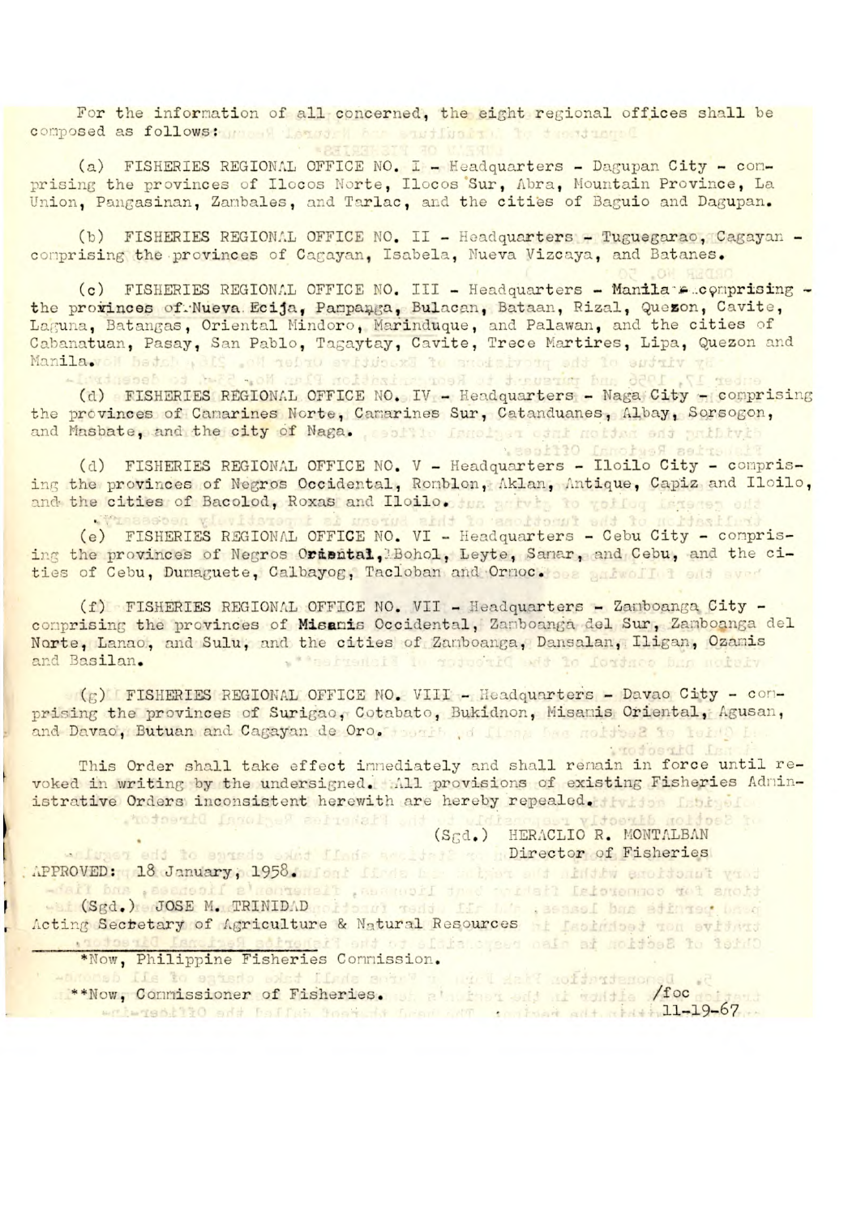For the information of all concerned, the eight regional offices shall be composed as follows:

(a) FISHERIES REGIONAL OFFICE NO. I - Headquarters - Dagupan City - comprising the provinces of Ilocos Norte, Ilocos Sur, Abra, Mountain Province, La Union, Pangasinan, Zambales, and Tarlac, and the cities of Baguio and Dagupan.

(b) FISHERIES REGIONAL OFFICE NO. II - Headquarters - Tuguegarao, Cagayan - comprising the provinces of Cagayan, Isabela, Nueva Vizcaya, and Batanes.

(c) FISHERIES REGIONAL OFFICE NO. III - Headquarters - Manila - comprising - the provinces of Nueva Ecija, Pampanga, Bulacan, Bataan, Rizal, Quezon, Cavite, Laguna, Batangas, Oriental Mindoro, Marinduque, and Palawan, and the cities of Cabanatuan, Pasay, San Pablo, Tagaytay, Cavite, Trece Martires, Lipa, Quezon and Manila.

(d) FISHERIES REGIONAL OFFICE NO. IV - Headquarters - Naga City - comprising the provinces of Camarines Norte, Camarines Sur, Catanduanes, Albay, Sorsogon, and Masbate, and the city of Naga.

(d) FISHERIES REGIONAL OFFICE NO. V - Headquarters - Iloilo City - comprising the provinces of Negros Occidental, Romblon, Aklan, Antique, Capiz and Iloilo, and the cities of Bacolod, Roxas and Iloilo.

(e) FISHERIES REGIONAL OFFICE NO. VI - Headquarters - Cebu City - comprising the provinces of Negros Oriental, Bohol, Leyte, Samar, and Cebu, and the cities of Cebu, Dumaguete, Calbayog, Tacloban and Ormoc.

(f) FISHERIES REGIONAL OFFICE NO. VII - Headquarters - Zamboanga City - comprising the provinces of Misamis Occidental, Zamboanga del Sur, Zamboanga del Norte, Lanao, and Sulu, and the cities of Zamboanga, Dansalan, Iligan, Ozamis and Basilan.

(g) FISHERIES REGIONAL OFFICE NO. VIII - Headquarters - Davao City - comprising the provinces of Surigao, Cotabato, Bukidnon, Misamis Oriental, Agusan, and Davao, Butuan and Cagayan de Oro.

This Order shall take effect immediately and shall remain in force until revoked in writing by the undersigned. All provisions of existing Fisheries Administrative Orders inconsistent herewith are hereby repealed.

(Sgd.) HERACLIO R. MONTALBAN
Director of Fisheries

APPROVED: 18 January, 1958.

(Sgd.) JOSE M. TRINIDAD
Acting Secretary of Agriculture & Natural Resources

---

*Now, Philippine Fisheries Commission.

**Now, Commissioner of Fisheries.

/foc
11-19-67